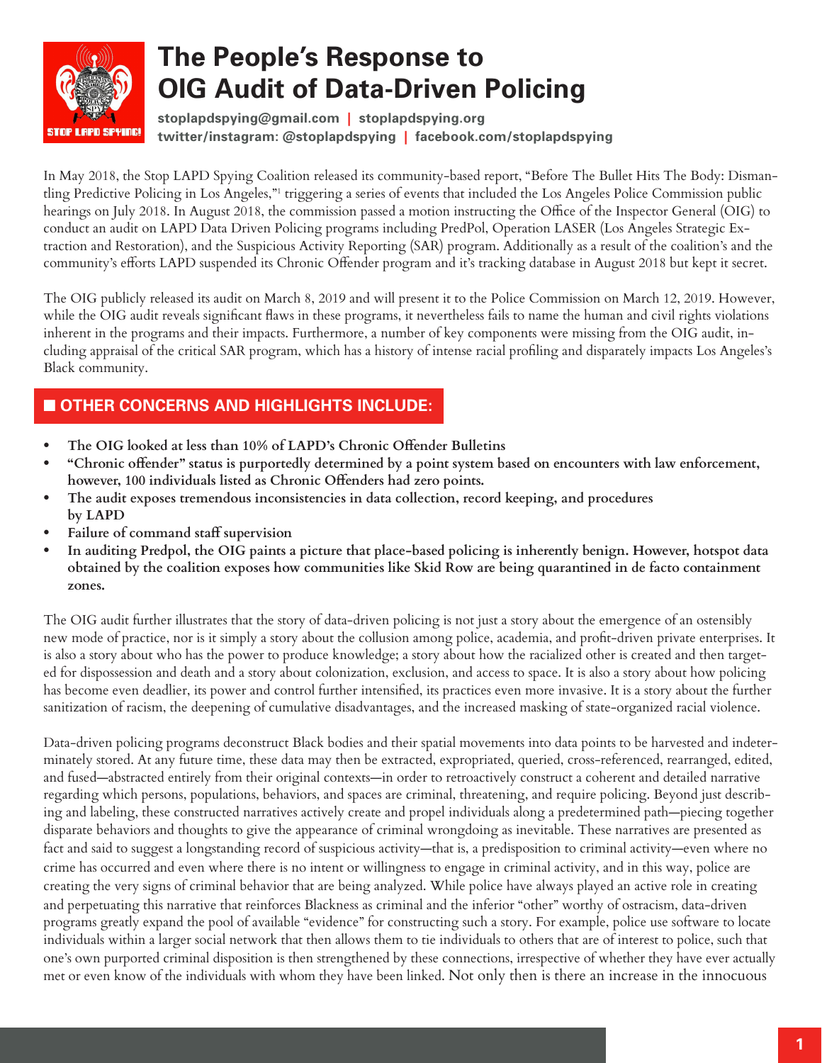# The People's Response to OIG Audit of Data-Driven Policing

**stoplapdspying@gmail.com | stoplapdspying.org**
**twitter/instagram: @stoplapdspying | facebook.com/stoplapdspying**

In May 2018, the Stop LAPD Spying Coalition released its community-based report, "Before The Bullet Hits The Body: Dismantling Predictive Policing in Los Angeles,"[1] triggering a series of events that included the Los Angeles Police Commission public hearings on July 2018. In August 2018, the commission passed a motion instructing the Office of the Inspector General (OIG) to conduct an audit on LAPD Data Driven Policing programs including PredPol, Operation LASER (Los Angeles Strategic Extraction and Restoration), and the Suspicious Activity Reporting (SAR) program. Additionally as a result of the coalition's and the community's efforts LAPD suspended its Chronic Offender program and it's tracking database in August 2018 but kept it secret.

The OIG publicly released its audit on March 8, 2019 and will present it to the Police Commission on March 12, 2019. However, while the OIG audit reveals significant flaws in these programs, it nevertheless fails to name the human and civil rights violations inherent in the programs and their impacts. Furthermore, a number of key components were missing from the OIG audit, including appraisal of the critical SAR program, which has a history of intense racial profiling and disparately impacts Los Angeles's Black community.

## OTHER CONCERNS AND HIGHLIGHTS INCLUDE:

- **The OIG looked at less than 10% of LAPD's Chronic Offender Bulletins**
- **"Chronic offender" status is purportedly determined by a point system based on encounters with law enforcement, however, 100 individuals listed as Chronic Offenders had zero points.**
- **The audit exposes tremendous inconsistencies in data collection, record keeping, and procedures by LAPD**
- **Failure of command staff supervision**
- **In auditing Predpol, the OIG paints a picture that place-based policing is inherently benign. However, hotspot data obtained by the coalition exposes how communities like Skid Row are being quarantined in de facto containment zones.**

The OIG audit further illustrates that the story of data-driven policing is not just a story about the emergence of an ostensibly new mode of practice, nor is it simply a story about the collusion among police, academia, and profit-driven private enterprises. It is also a story about who has the power to produce knowledge; a story about how the racialized other is created and then targeted for dispossession and death and a story about colonization, exclusion, and access to space. It is also a story about how policing has become even deadlier, its power and control further intensified, its practices even more invasive. It is a story about the further sanitization of racism, the deepening of cumulative disadvantages, and the increased masking of state-organized racial violence.

Data-driven policing programs deconstruct Black bodies and their spatial movements into data points to be harvested and indeterminately stored. At any future time, these data may then be extracted, expropriated, queried, cross-referenced, rearranged, edited, and fused—abstracted entirely from their original contexts—in order to retroactively construct a coherent and detailed narrative regarding which persons, populations, behaviors, and spaces are criminal, threatening, and require policing. Beyond just describing and labeling, these constructed narratives actively create and propel individuals along a predetermined path—piecing together disparate behaviors and thoughts to give the appearance of criminal wrongdoing as inevitable. These narratives are presented as fact and said to suggest a longstanding record of suspicious activity—that is, a predisposition to criminal activity—even where no crime has occurred and even where there is no intent or willingness to engage in criminal activity, and in this way, police are creating the very signs of criminal behavior that are being analyzed. While police have always played an active role in creating and perpetuating this narrative that reinforces Blackness as criminal and the inferior "other" worthy of ostracism, data-driven programs greatly expand the pool of available "evidence" for constructing such a story. For example, police use software to locate individuals within a larger social network that then allows them to tie individuals to others that are of interest to police, such that one's own purported criminal disposition is then strengthened by these connections, irrespective of whether they have ever actually met or even know of the individuals with whom they have been linked. Not only then is there an increase in the innocuous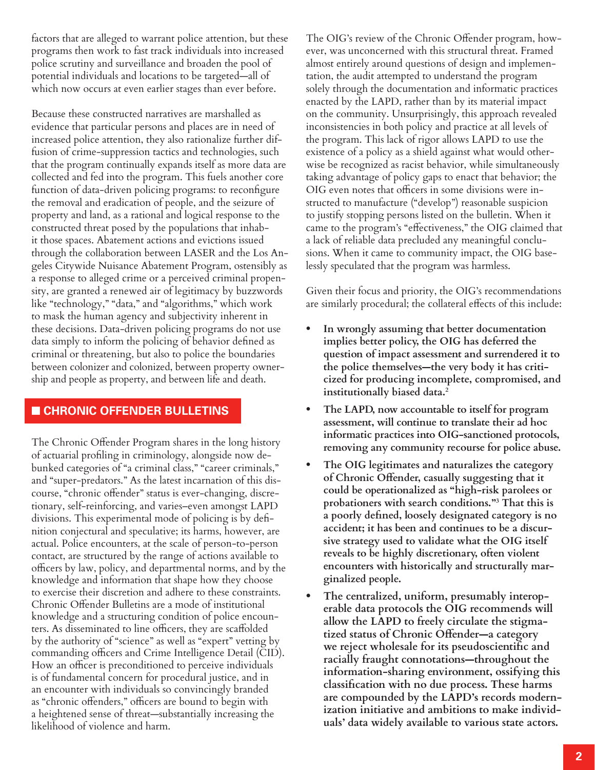factors that are alleged to warrant police attention, but these programs then work to fast track individuals into increased police scrutiny and surveillance and broaden the pool of potential individuals and locations to be targeted—all of which now occurs at even earlier stages than ever before.

Because these constructed narratives are marshalled as evidence that particular persons and places are in need of increased police attention, they also rationalize further diffusion of crime-suppression tactics and technologies, such that the program continually expands itself as more data are collected and fed into the program. This fuels another core function of data-driven policing programs: to reconfigure the removal and eradication of people, and the seizure of property and land, as a rational and logical response to the constructed threat posed by the populations that inhabit those spaces. Abatement actions and evictions issued through the collaboration between LASER and the Los Angeles Citywide Nuisance Abatement Program, ostensibly as a response to alleged crime or a perceived criminal propensity, are granted a renewed air of legitimacy by buzzwords like "technology," "data," and "algorithms," which work to mask the human agency and subjectivity inherent in these decisions. Data-driven policing programs do not use data simply to inform the policing of behavior defined as criminal or threatening, but also to police the boundaries between colonizer and colonized, between property ownership and people as property, and between life and death.

## CHRONIC OFFENDER BULLETINS

The Chronic Offender Program shares in the long history of actuarial profiling in criminology, alongside now debunked categories of "a criminal class," "career criminals," and "super-predators." As the latest incarnation of this discourse, "chronic offender" status is ever-changing, discretionary, self-reinforcing, and varies–even amongst LAPD divisions. This experimental mode of policing is by definition conjectural and speculative; its harms, however, are actual. Police encounters, at the scale of person-to-person contact, are structured by the range of actions available to officers by law, policy, and departmental norms, and by the knowledge and information that shape how they choose to exercise their discretion and adhere to these constraints. Chronic Offender Bulletins are a mode of institutional knowledge and a structuring condition of police encounters. As disseminated to line officers, they are scaffolded by the authority of "science" as well as "expert" vetting by commanding officers and Crime Intelligence Detail (CID). How an officer is preconditioned to perceive individuals is of fundamental concern for procedural justice, and in an encounter with individuals so convincingly branded as "chronic offenders," officers are bound to begin with a heightened sense of threat—substantially increasing the likelihood of violence and harm.

The OIG's review of the Chronic Offender program, however, was unconcerned with this structural threat. Framed almost entirely around questions of design and implementation, the audit attempted to understand the program solely through the documentation and informatic practices enacted by the LAPD, rather than by its material impact on the community. Unsurprisingly, this approach revealed inconsistencies in both policy and practice at all levels of the program. This lack of rigor allows LAPD to use the existence of a policy as a shield against what would otherwise be recognized as racist behavior, while simultaneously taking advantage of policy gaps to enact that behavior; the OIG even notes that officers in some divisions were instructed to manufacture ("develop") reasonable suspicion to justify stopping persons listed on the bulletin. When it came to the program's "effectiveness," the OIG claimed that a lack of reliable data precluded any meaningful conclusions. When it came to community impact, the OIG baselessly speculated that the program was harmless.

Given their focus and priority, the OIG's recommendations are similarly procedural; the collateral effects of this include:

- **In wrongly assuming that better documentation implies better policy, the OIG has deferred the question of impact assessment and surrendered it to the police themselves—the very body it has criticized for producing incomplete, compromised, and institutionally biased data.[2]**
- **The LAPD, now accountable to itself for program assessment, will continue to translate their ad hoc informatic practices into OIG-sanctioned protocols, removing any community recourse for police abuse.**
- **The OIG legitimates and naturalizes the category of Chronic Offender, casually suggesting that it could be operationalized as "high-risk parolees or probationers with search conditions."[3] That this is a poorly defined, loosely designated category is no accident; it has been and continues to be a discursive strategy used to validate what the OIG itself reveals to be highly discretionary, often violent encounters with historically and structurally marginalized people.**
- **The centralized, uniform, presumably interoperable data protocols the OIG recommends will allow the LAPD to freely circulate the stigmatized status of Chronic Offender—a category we reject wholesale for its pseudoscientific and racially fraught connotations—throughout the information-sharing environment, ossifying this classification with no due process. These harms are compounded by the LAPD's records modernization initiative and ambitions to make individuals' data widely available to various state actors.**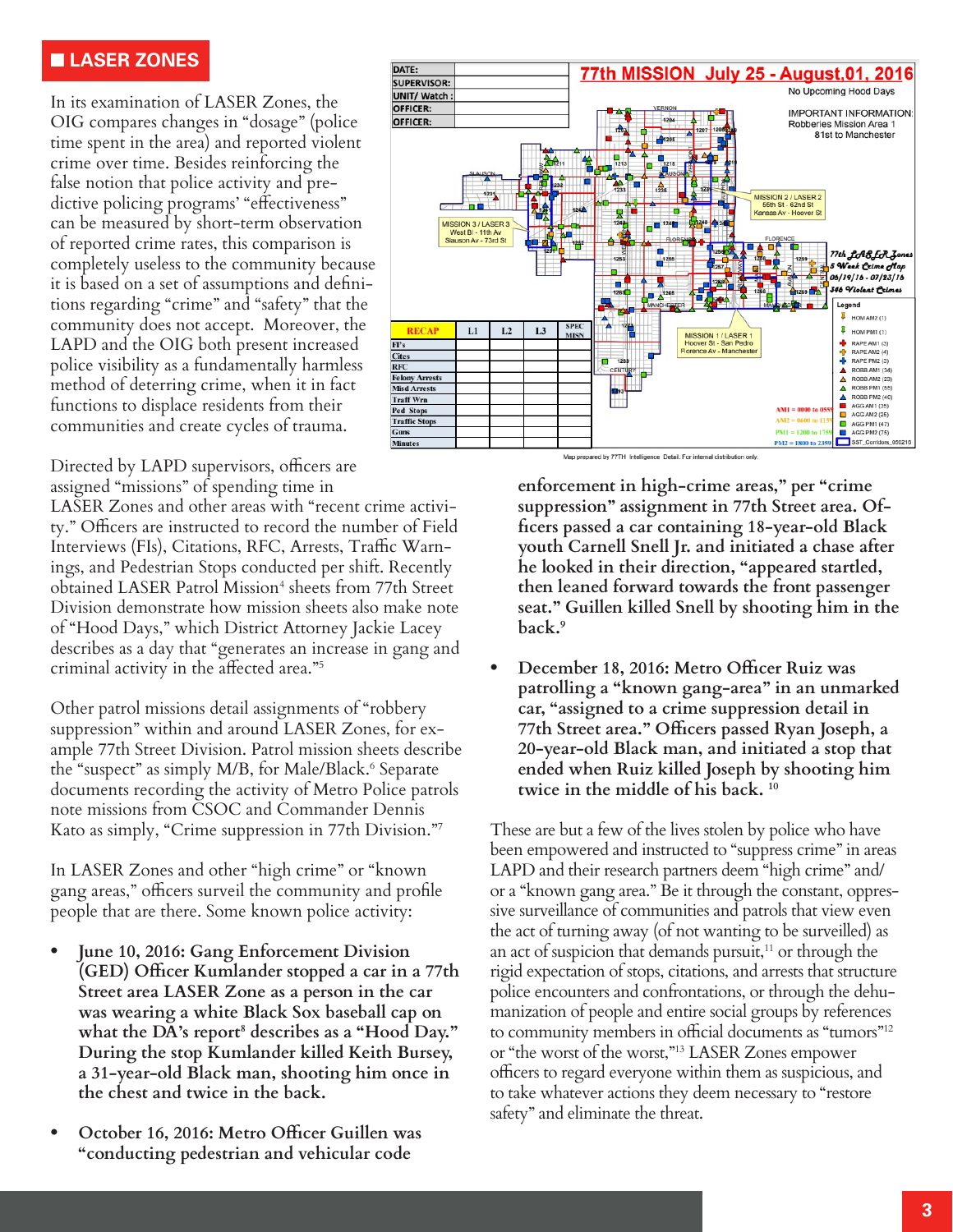## LASER ZONES

In its examination of LASER Zones, the OIG compares changes in "dosage" (police time spent in the area) and reported violent crime over time. Besides reinforcing the false notion that police activity and predictive policing programs' "effectiveness" can be measured by short-term observation of reported crime rates, this comparison is completely useless to the community because it is based on a set of assumptions and definitions regarding "crime" and "safety" that the community does not accept. Moreover, the LAPD and the OIG both present increased police visibility as a fundamentally harmless method of deterring crime, when in fact functions to displace residents from their communities and create cycles of trauma.

Directed by LAPD supervisors, officers are assigned "missions" of spending time in LASER Zones and other areas with "recent crime activity." Officers are instructed to record the number of Field Interviews (FIs), Citations, RFC, Arrests, Traffic Warnings, and Pedestrian Stops conducted per shift. Recently obtained LASER Patrol Mission[4] sheets from 77th Street Division demonstrate how mission sheets also make note of "Hood Days," which District Attorney Jackie Lacey describes as a day that "generates an increase in gang and criminal activity in the affected area."[5]

Other patrol missions detail assignments of "robbery suppression" within and around LASER Zones, for example 77th Street Division. Patrol mission sheets describe the "suspect" as simply M/B, for Male/Black.[6] Separate documents recording the activity of Metro Police patrols note missions from CSOC and Commander Dennis Kato as simply, "Crime suppression in 77th Division."[7]

In LASER Zones and other "high crime" or "known gang areas," officers surveil the community and profile people that are there. Some known police activity:

- **June 10, 2016: Gang Enforcement Division (GED) Officer Kumlander stopped a car in a 77th Street area LASER Zone as a person in the car was wearing a white Black Sox baseball cap on what the DA's report[8] describes as a "Hood Day." During the stop Kumlander killed Keith Bursey, a 31-year-old Black man, shooting him once in the chest and twice in the back.**

- **October 16, 2016: Metro Officer Guillen was "conducting pedestrian and vehicular code enforcement in high-crime areas," per "crime suppression" assignment in 77th Street area. Officers passed a car containing 18-year-old Black youth Carnell Snell Jr. and initiated a chase after he looked in their direction, "appeared startled, then leaned forward towards the front passenger seat." Guillen killed Snell by shooting him in the back.[9]**

- **December 18, 2016: Metro Officer Ruiz was patrolling a "known gang-area" in an unmarked car, "assigned to a crime suppression detail in 77th Street area." Officers passed Ryan Joseph, a 20-year-old Black man, and initiated a stop that ended when Ruiz killed Joseph by shooting him twice in the middle of his back.[10]**

| DATE: | |
|---|---|
| SUPERVISOR: | |
| UNIT/ Watch: | |
| OFFICER: | |
| OFFICER: | |

**77th MISSION July 25 - August,01, 2016**

No Upcoming Hood Days

IMPORTANT INFORMATION: Robberies Mission Area 1 81st to Manchester

MISSION 2 / LASER 2 — 55th St - 62nd St, Kansas Av - Hoover St

MISSION 3 / LASER 3 — West Bl - 11th Av, Slauson Av - 73rd St

MISSION 1 / LASER 1 — Hoover St - San Pedro, Florence Av - Manchester

*77th LASER Zones 5 Week Crime Map 06/19/16 - 07/23/16 346 Violent Crimes*

| RECAP | L1 | L2 | L3 | SPEC MISN |
|---|---|---|---|---|
| FI's | | | | |
| Cites | | | | |
| RFC | | | | |
| Felony Arrests | | | | |
| Misd Arrests | | | | |
| Traff Wrn | | | | |
| Ped Stops | | | | |
| Traffic Stops | | | | |
| Guns | | | | |
| Minutes | | | | |

Legend: HOM AM2 (1), HOM PM1 (1), RAPE AM1 (3), RAPE AM2 (4), RAPE PM2 (3), ROBB AM1 (34), ROBB AM2 (23), ROBB PM1 (55), ROBB PM2 (40), AGG AM1 (35), AGG AM2 (26), AGG PM1 (47), AGG PM2 (75), SST_Corridors_000216

AM1 = 0000 to 0559; AM2 = 0600 to 1159; PM1 = 1200 to 1759; PM2 = 1800 to 2359

Map prepared by 77TH Intelligence Detail. For internal distribution only.

These are but a few of the lives stolen by police who have been empowered and instructed to "suppress crime" in areas LAPD and their research partners deem "high crime" and/or a "known gang area." Be it through the constant, oppressive surveillance of communities and patrols that view even the act of turning away (of not wanting to be surveilled) as an act of suspicion that demands pursuit,[11] or through the rigid expectation of stops, citations, and arrests that structure police encounters and confrontations, or through the dehumanization of people and entire social groups by references to community members in official documents as "tumors"[12] or "the worst of the worst,"[13] LASER Zones empower officers to regard everyone within them as suspicious, and to take whatever actions they deem necessary to "restore safety" and eliminate the threat.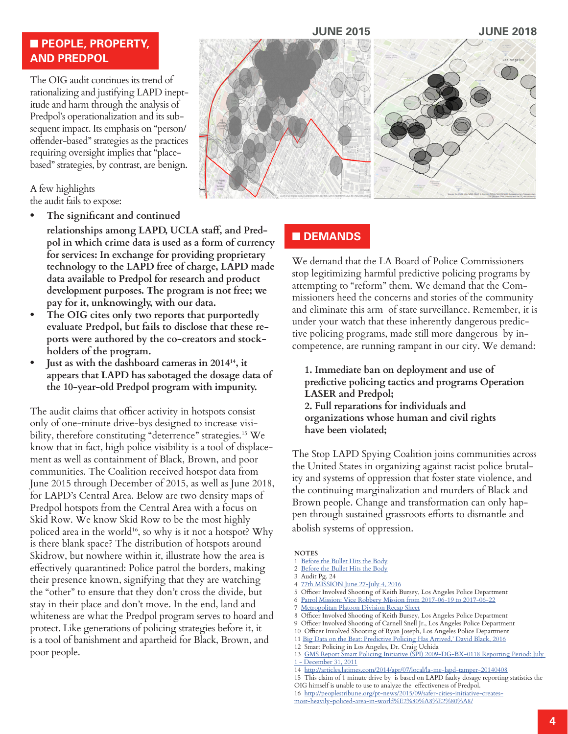## PEOPLE, PROPERTY, AND PREDPOL

The OIG audit continues its trend of rationalizing and justifying LAPD ineptitude and harm through the analysis of Predpol's operationalization and its subsequent impact. Its emphasis on "person/offender-based" strategies as the practices requiring oversight implies that "place-based" strategies, by contrast, are benign.

A few highlights the audit fails to expose:

- **The significant and continued relationships among LAPD, UCLA staff, and Predpol in which crime data is used as a form of currency for services: In exchange for providing proprietary technology to the LAPD free of charge, LAPD made data available to Predpol for research and product development purposes. The program is not free; we pay for it, unknowingly, with our data.**
- **The OIG cites only two reports that purportedly evaluate Predpol, but fails to disclose that these reports were authored by the co-creators and stockholders of the program.**
- **Just as with the dashboard cameras in 2014[14], it appears that LAPD has sabotaged the dosage data of the 10-year-old Predpol program with impunity.**

The audit claims that officer activity in hotspots consist only of one-minute drive-bys designed to increase visibility, therefore constituting "deterrence" strategies.[15] We know that in fact, high police visibility is a tool of displacement as well as containment of Black, Brown, and poor communities. The Coalition received hotspot data from June 2015 through December of 2015, as well as June 2018, for LAPD's Central Area. Below are two density maps of Predpol hotspots from the Central Area with a focus on Skid Row. We know Skid Row to be the most highly policed area in the world[16], so why is it not a hotspot? Why is there blank space? The distribution of hotspots around Skidrow, but nowhere within it, illustrate how the area is effectively quarantined: Police patrol the borders, making their presence known, signifying that they are watching the "other" to ensure that they don't cross the divide, but stay in their place and don't move. In the end, land and whiteness are what the Predpol program serves to hoard and protect. Like generations of policing strategies before it, it is a tool of banishment and apartheid for Black, Brown, and poor people.

JUNE 2015

JUNE 2018

## DEMANDS

We demand that the LA Board of Police Commissioners stop legitimizing harmful predictive policing programs by attempting to "reform" them. We demand that the Commissioners heed the concerns and stories of the community and eliminate this arm of state surveillance. Remember, it is under your watch that these inherently dangerous predictive policing programs, made still more dangerous by incompetence, are running rampant in our city. We demand:

**1. Immediate ban on deployment and use of predictive policing tactics and programs Operation LASER and Predpol;**
**2. Full reparations for individuals and organizations whose human and civil rights have been violated;**

The Stop LAPD Spying Coalition joins communities across the United States in organizing against racist police brutality and systems of oppression that foster state violence, and the continuing marginalization and murders of Black and Brown people. Change and transformation can only happen through sustained grassroots efforts to dismantle and abolish systems of oppression.

**NOTES**

1 Before the Bullet Hits the Body
2 Before the Bullet Hits the Body
3 Audit Pg. 24
4 77th MISSION June 27-July 4, 2016
5 Officer Involved Shooting of Keith Bursey, Los Angeles Police Department
6 Patrol Mission: Vice Robbery Mission from 2017-06-19 to 2017-06-22
7 Metropolitan Platoon Division Recap Sheet
8 Officer Involved Shooting of Keith Bursey, Los Angeles Police Department
9 Officer Involved Shooting of Carnell Snell Jr., Los Angeles Police Department
10 Officer Involved Shooting of Ryan Joseph, Los Angeles Police Department
11 Big Data on the Beat: Predictive Policing Has Arrived,' David Black, 2016
12 Smart Policing in Los Angeles, Dr. Craig Uchida
13 GMS Report Smart Policing Initiative (SPI) 2009-DG-BX-0118 Reporting Period: July 1 - December 31, 2011
14 http://articles.latimes.com/2014/apr/07/local/la-me-lapd-tamper-20140408
15 This claim of 1 minute drive by is based on LAPD faulty dosage reporting statistics the OIG himself is unable to use to analyze the effectiveness of Predpol.
16 http://peoplestribune.org/pt-news/2015/09/safer-cities-initiative-creates-most-heavily-policed-area-in-world%E2%80%A8%E2%80%A8/